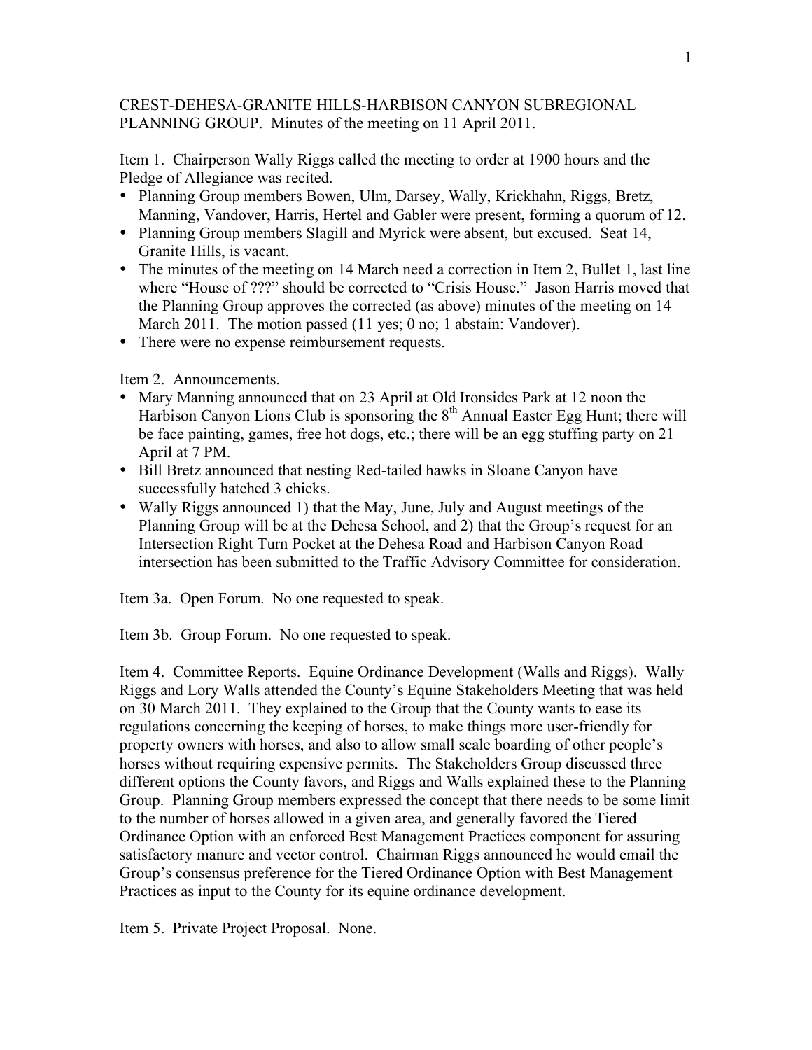CREST-DEHESA-GRANITE HILLS-HARBISON CANYON SUBREGIONAL PLANNING GROUP. Minutes of the meeting on 11 April 2011.

Item 1. Chairperson Wally Riggs called the meeting to order at 1900 hours and the Pledge of Allegiance was recited.

- Planning Group members Bowen, Ulm, Darsey, Wally, Krickhahn, Riggs, Bretz, Manning, Vandover, Harris, Hertel and Gabler were present, forming a quorum of 12.
- Planning Group members Slagill and Myrick were absent, but excused. Seat 14, Granite Hills, is vacant.
- The minutes of the meeting on 14 March need a correction in Item 2, Bullet 1, last line where "House of ???" should be corrected to "Crisis House." Jason Harris moved that the Planning Group approves the corrected (as above) minutes of the meeting on 14 March 2011. The motion passed (11 yes; 0 no; 1 abstain: Vandover).
- There were no expense reimbursement requests.

Item 2. Announcements.

- Mary Manning announced that on 23 April at Old Ironsides Park at 12 noon the Harbison Canyon Lions Club is sponsoring the 8th Annual Easter Egg Hunt; there will be face painting, games, free hot dogs, etc.; there will be an egg stuffing party on 21 April at 7 PM.
- Bill Bretz announced that nesting Red-tailed hawks in Sloane Canyon have successfully hatched 3 chicks.
- Wally Riggs announced 1) that the May, June, July and August meetings of the Planning Group will be at the Dehesa School, and 2) that the Group's request for an Intersection Right Turn Pocket at the Dehesa Road and Harbison Canyon Road intersection has been submitted to the Traffic Advisory Committee for consideration.

Item 3a. Open Forum. No one requested to speak.

Item 3b. Group Forum. No one requested to speak.

Item 4. Committee Reports. Equine Ordinance Development (Walls and Riggs). Wally Riggs and Lory Walls attended the County's Equine Stakeholders Meeting that was held on 30 March 2011. They explained to the Group that the County wants to ease its regulations concerning the keeping of horses, to make things more user-friendly for property owners with horses, and also to allow small scale boarding of other people's horses without requiring expensive permits. The Stakeholders Group discussed three different options the County favors, and Riggs and Walls explained these to the Planning Group. Planning Group members expressed the concept that there needs to be some limit to the number of horses allowed in a given area, and generally favored the Tiered Ordinance Option with an enforced Best Management Practices component for assuring satisfactory manure and vector control. Chairman Riggs announced he would email the Group's consensus preference for the Tiered Ordinance Option with Best Management Practices as input to the County for its equine ordinance development.

Item 5. Private Project Proposal. None.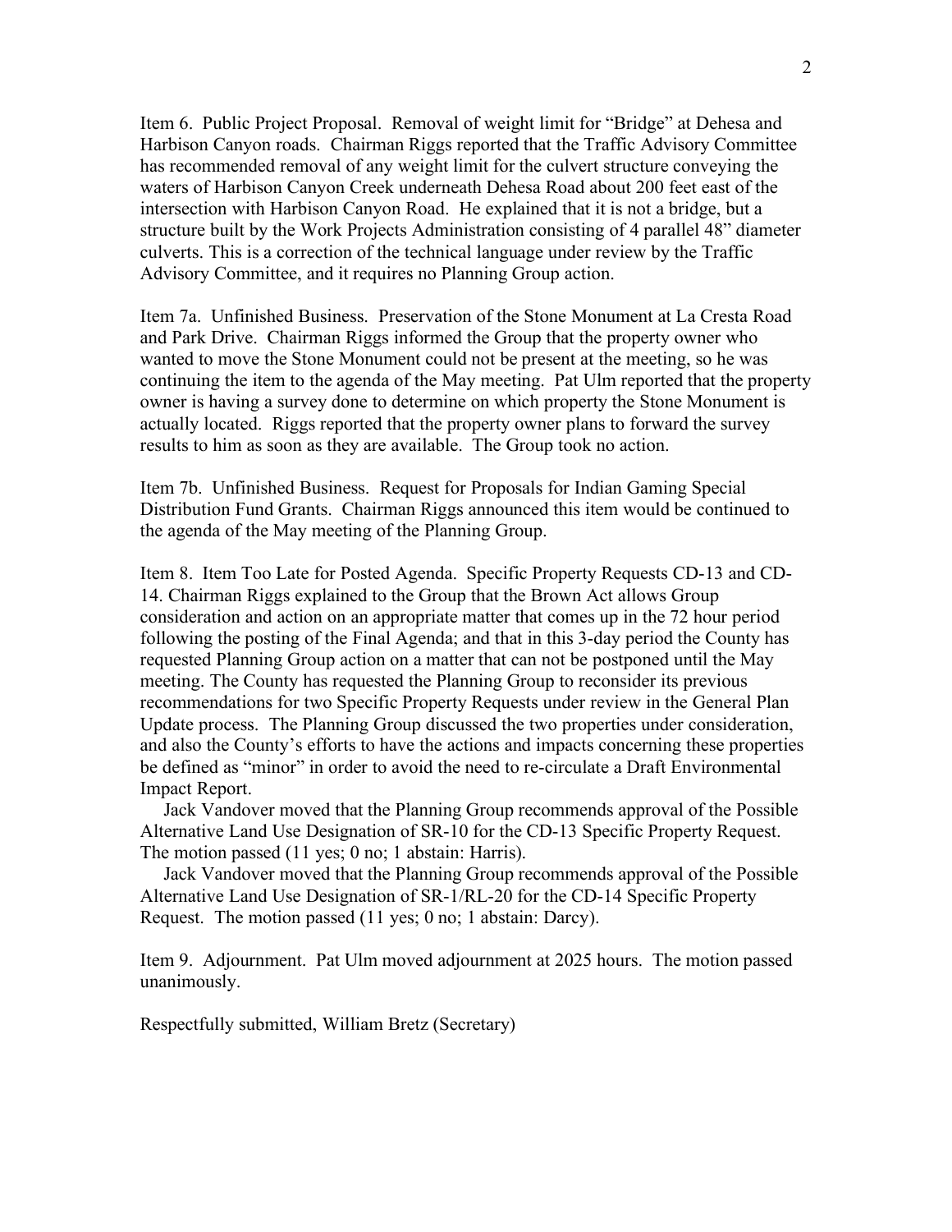Item 6. Public Project Proposal. Removal of weight limit for "Bridge" at Dehesa and Harbison Canyon roads. Chairman Riggs reported that the Traffic Advisory Committee has recommended removal of any weight limit for the culvert structure conveying the waters of Harbison Canyon Creek underneath Dehesa Road about 200 feet east of the intersection with Harbison Canyon Road. He explained that it is not a bridge, but a structure built by the Work Projects Administration consisting of 4 parallel 48" diameter culverts. This is a correction of the technical language under review by the Traffic Advisory Committee, and it requires no Planning Group action.

Item 7a. Unfinished Business. Preservation of the Stone Monument at La Cresta Road and Park Drive. Chairman Riggs informed the Group that the property owner who wanted to move the Stone Monument could not be present at the meeting, so he was continuing the item to the agenda of the May meeting. Pat Ulm reported that the property owner is having a survey done to determine on which property the Stone Monument is actually located. Riggs reported that the property owner plans to forward the survey results to him as soon as they are available. The Group took no action.

Item 7b. Unfinished Business. Request for Proposals for Indian Gaming Special Distribution Fund Grants. Chairman Riggs announced this item would be continued to the agenda of the May meeting of the Planning Group.

Item 8. Item Too Late for Posted Agenda. Specific Property Requests CD-13 and CD-14. Chairman Riggs explained to the Group that the Brown Act allows Group consideration and action on an appropriate matter that comes up in the 72 hour period following the posting of the Final Agenda; and that in this 3-day period the County has requested Planning Group action on a matter that can not be postponed until the May meeting. The County has requested the Planning Group to reconsider its previous recommendations for two Specific Property Requests under review in the General Plan Update process. The Planning Group discussed the two properties under consideration, and also the County's efforts to have the actions and impacts concerning these properties be defined as "minor" in order to avoid the need to re-circulate a Draft Environmental Impact Report.

Jack Vandover moved that the Planning Group recommends approval of the Possible Alternative Land Use Designation of SR-10 for the CD-13 Specific Property Request. The motion passed (11 yes; 0 no; 1 abstain: Harris).

Jack Vandover moved that the Planning Group recommends approval of the Possible Alternative Land Use Designation of SR-1/RL-20 for the CD-14 Specific Property Request. The motion passed (11 yes; 0 no; 1 abstain: Darcy).

Item 9. Adjournment. Pat Ulm moved adjournment at 2025 hours. The motion passed unanimously.

Respectfully submitted, William Bretz (Secretary)